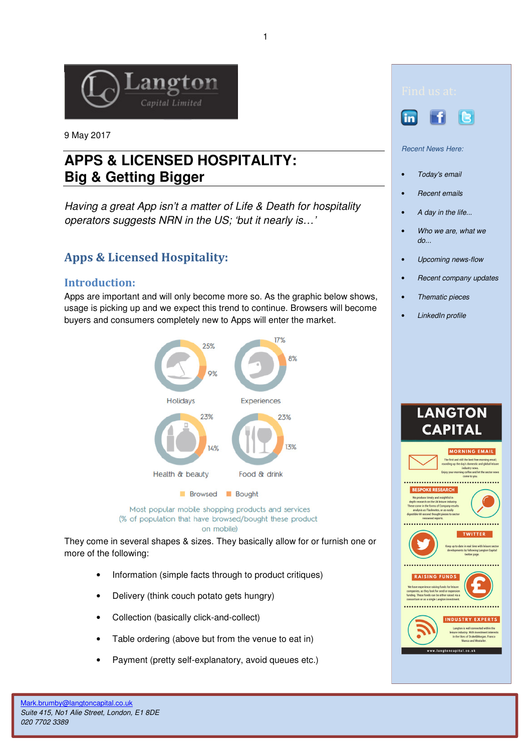9 May 2017

# APPS & LICENSED HOSPITALITY: Big & Getting Bigger

*Having a great App isn't a matter of Life & Death for hospitality operators suggests NRN in the US; 'but it nearly is…'*

## Apps & Licensed Hospitality:

### Introduction:

Apps are important and will only become more so. As the graphic below shows, usage is picking up and we expect this trend to continue. Browsers will become buyers and consumers completely new to Apps will enter the market.

| | Browsed | Bought |
|---|---|---|
| Holidays | 25% | 9% |
| Experiences | 17% | 8% |
| Health & beauty | 23% | 14% |
| Food & drink | 23% | 13% |

Most popular mobile shopping products and services
(% of population that have browsed/bought these product on mobile)

They come in several shapes & sizes. They basically allow for or furnish one or more of the following:

- Information (simple facts through to product critiques)
- Delivery (think couch potato gets hungry)
- Collection (basically click-and-collect)
- Table ordering (above but from the venue to eat in)
- Payment (pretty self-explanatory, avoid queues etc.)

Find us at:

*Recent News Here:*

- *Today's email*
- *Recent emails*
- *A day in the life…*
- *Who we are, what we do…*
- *Upcoming news-flow*
- *Recent company updates*
- *Thematic pieces*
- *LinkedIn profile*

Mark.brumby@langtoncapital.co.uk
*Suite 415, No1 Alie Street, London, E1 8DE*
*020 7702 3389*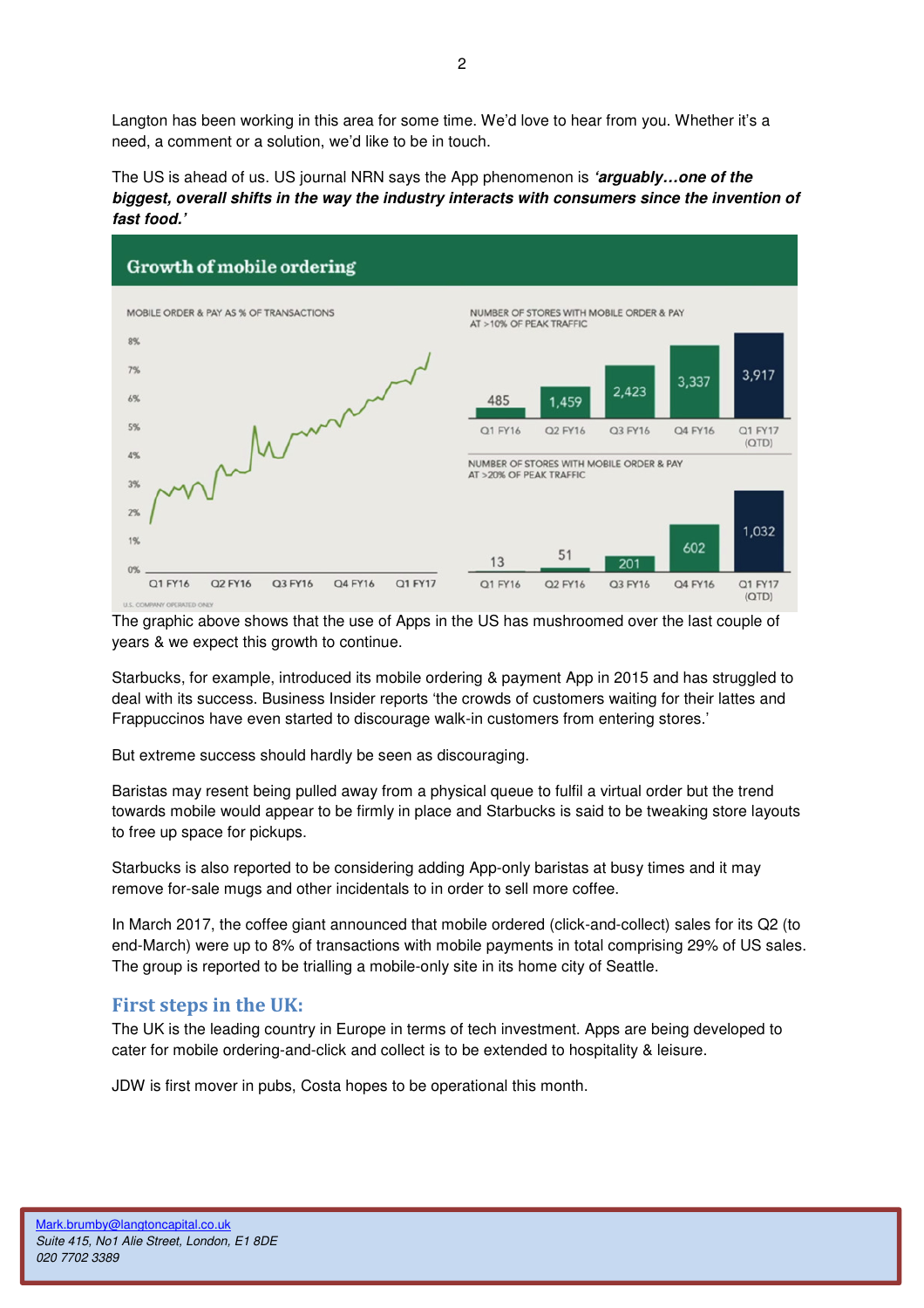Langton has been working in this area for some time. We'd love to hear from you. Whether it's a need, a comment or a solution, we'd like to be in touch.

The US is ahead of us. US journal NRN says the App phenomenon is ***'arguably…one of the biggest, overall shifts in the way the industry interacts with consumers since the invention of fast food.'***

**Growth of mobile ordering**

MOBILE ORDER & PAY AS % OF TRANSACTIONS

NUMBER OF STORES WITH MOBILE ORDER & PAY AT >10% OF PEAK TRAFFIC

| Q1 FY16 | Q2 FY16 | Q3 FY16 | Q4 FY16 | Q1 FY17 (QTD) |
|---|---|---|---|---|
| 485 | 1,459 | 2,423 | 3,337 | 3,917 |

NUMBER OF STORES WITH MOBILE ORDER & PAY AT >20% OF PEAK TRAFFIC

| Q1 FY16 | Q2 FY16 | Q3 FY16 | Q4 FY16 | Q1 FY17 (QTD) |
|---|---|---|---|---|
| 13 | 51 | 201 | 602 | 1,032 |

U.S. COMPANY OPERATED ONLY

The graphic above shows that the use of Apps in the US has mushroomed over the last couple of years & we expect this growth to continue.

Starbucks, for example, introduced its mobile ordering & payment App in 2015 and has struggled to deal with its success. Business Insider reports 'the crowds of customers waiting for their lattes and Frappuccinos have even started to discourage walk-in customers from entering stores.'

But extreme success should hardly be seen as discouraging.

Baristas may resent being pulled away from a physical queue to fulfil a virtual order but the trend towards mobile would appear to be firmly in place and Starbucks is said to be tweaking store layouts to free up space for pickups.

Starbucks is also reported to be considering adding App-only baristas at busy times and it may remove for-sale mugs and other incidentals to in order to sell more coffee.

In March 2017, the coffee giant announced that mobile ordered (click-and-collect) sales for its Q2 (to end-March) were up to 8% of transactions with mobile payments in total comprising 29% of US sales. The group is reported to be trialling a mobile-only site in its home city of Seattle.

## First steps in the UK:

The UK is the leading country in Europe in terms of tech investment. Apps are being developed to cater for mobile ordering-and-click and collect is to be extended to hospitality & leisure.

JDW is first mover in pubs, Costa hopes to be operational this month.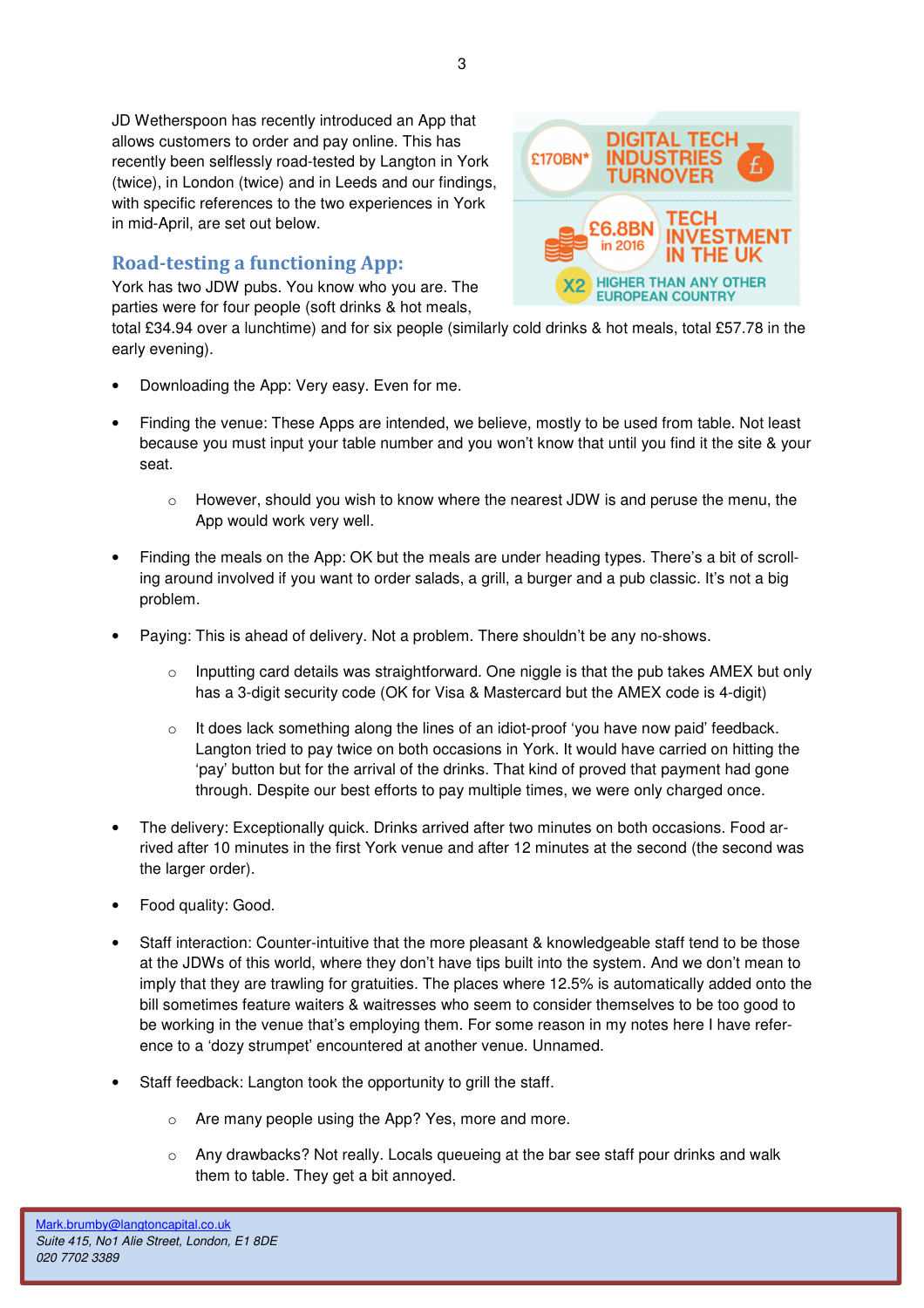JD Wetherspoon has recently introduced an App that allows customers to order and pay online. This has recently been selflessly road-tested by Langton in York (twice), in London (twice) and in Leeds and our findings, with specific references to the two experiences in York in mid-April, are set out below.

£170BN* DIGITAL TECH INDUSTRIES TURNOVER

£6.8BN in 2016 TECH INVESTMENT IN THE UK

X2 HIGHER THAN ANY OTHER EUROPEAN COUNTRY

## Road-testing a functioning App:

York has two JDW pubs. You know who you are. The parties were for four people (soft drinks & hot meals, total £34.94 over a lunchtime) and for six people (similarly cold drinks & hot meals, total £57.78 in the early evening).

- Downloading the App: Very easy. Even for me.
- Finding the venue: These Apps are intended, we believe, mostly to be used from table. Not least because you must input your table number and you won't know that until you find it the site & your seat.
    - However, should you wish to know where the nearest JDW is and peruse the menu, the App would work very well.
- Finding the meals on the App: OK but the meals are under heading types. There's a bit of scrolling around involved if you want to order salads, a grill, a burger and a pub classic. It's not a big problem.
- Paying: This is ahead of delivery. Not a problem. There shouldn't be any no-shows.
    - Inputting card details was straightforward. One niggle is that the pub takes AMEX but only has a 3-digit security code (OK for Visa & Mastercard but the AMEX code is 4-digit)
    - It does lack something along the lines of an idiot-proof 'you have now paid' feedback. Langton tried to pay twice on both occasions in York. It would have carried on hitting the 'pay' button but for the arrival of the drinks. That kind of proved that payment had gone through. Despite our best efforts to pay multiple times, we were only charged once.
- The delivery: Exceptionally quick. Drinks arrived after two minutes on both occasions. Food arrived after 10 minutes in the first York venue and after 12 minutes at the second (the second was the larger order).
- Food quality: Good.
- Staff interaction: Counter-intuitive that the more pleasant & knowledgeable staff tend to be those at the JDWs of this world, where they don't have tips built into the system. And we don't mean to imply that they are trawling for gratuities. The places where 12.5% is automatically added onto the bill sometimes feature waiters & waitresses who seem to consider themselves to be too good to be working in the venue that's employing them. For some reason in my notes here I have reference to a 'dozy strumpet' encountered at another venue. Unnamed.
- Staff feedback: Langton took the opportunity to grill the staff.
    - Are many people using the App? Yes, more and more.
    - Any drawbacks? Not really. Locals queueing at the bar see staff pour drinks and walk them to table. They get a bit annoyed.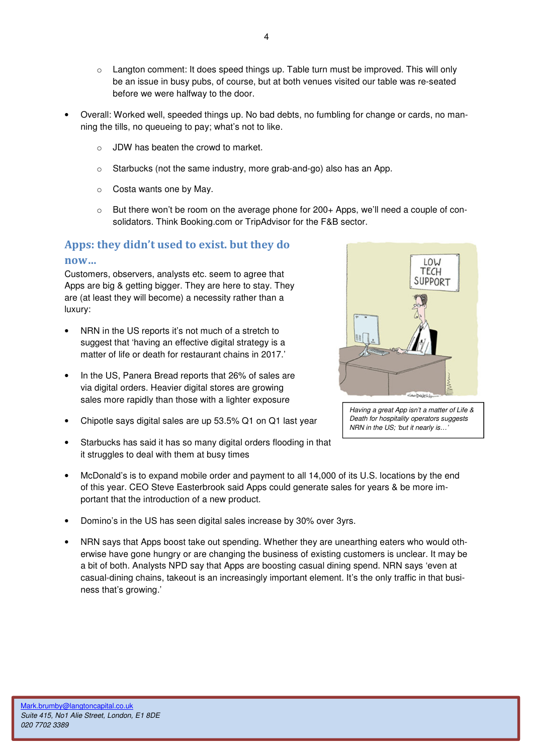- Langton comment: It does speed things up. Table turn must be improved. This will only be an issue in busy pubs, of course, but at both venues visited our table was re-seated before we were halfway to the door.

- Overall: Worked well, speeded things up. No bad debts, no fumbling for change or cards, no manning the tills, no queueing to pay; what's not to like.
  - JDW has beaten the crowd to market.
  - Starbucks (not the same industry, more grab-and-go) also has an App.
  - Costa wants one by May.
  - But there won't be room on the average phone for 200+ Apps, we'll need a couple of consolidators. Think Booking.com or TripAdvisor for the F&B sector.

## Apps: they didn't used to exist. but they do now…

Customers, observers, analysts etc. seem to agree that Apps are big & getting bigger. They are here to stay. They are (at least they will become) a necessity rather than a luxury:

- NRN in the US reports it's not much of a stretch to suggest that 'having an effective digital strategy is a matter of life or death for restaurant chains in 2017.'
- In the US, Panera Bread reports that 26% of sales are via digital orders. Heavier digital stores are growing sales more rapidly than those with a lighter exposure
- Chipotle says digital sales are up 53.5% Q1 on Q1 last year
- Starbucks has said it has so many digital orders flooding in that it struggles to deal with them at busy times
- McDonald's is to expand mobile order and payment to all 14,000 of its U.S. locations by the end of this year. CEO Steve Easterbrook said Apps could generate sales for years & be more important that the introduction of a new product.
- Domino's in the US has seen digital sales increase by 30% over 3yrs.
- NRN says that Apps boost take out spending. Whether they are unearthing eaters who would otherwise have gone hungry or are changing the business of existing customers is unclear. It may be a bit of both. Analysts NPD say that Apps are boosting casual dining spend. NRN says 'even at casual-dining chains, takeout is an increasingly important element. It's the only traffic in that business that's growing.'

*Having a great App isn't a matter of Life & Death for hospitality operators suggests NRN in the US; 'but it nearly is…'*

Mark.brumby@langtoncapital.co.uk
*Suite 415, No1 Alie Street, London, E1 8DE*
*020 7702 3389*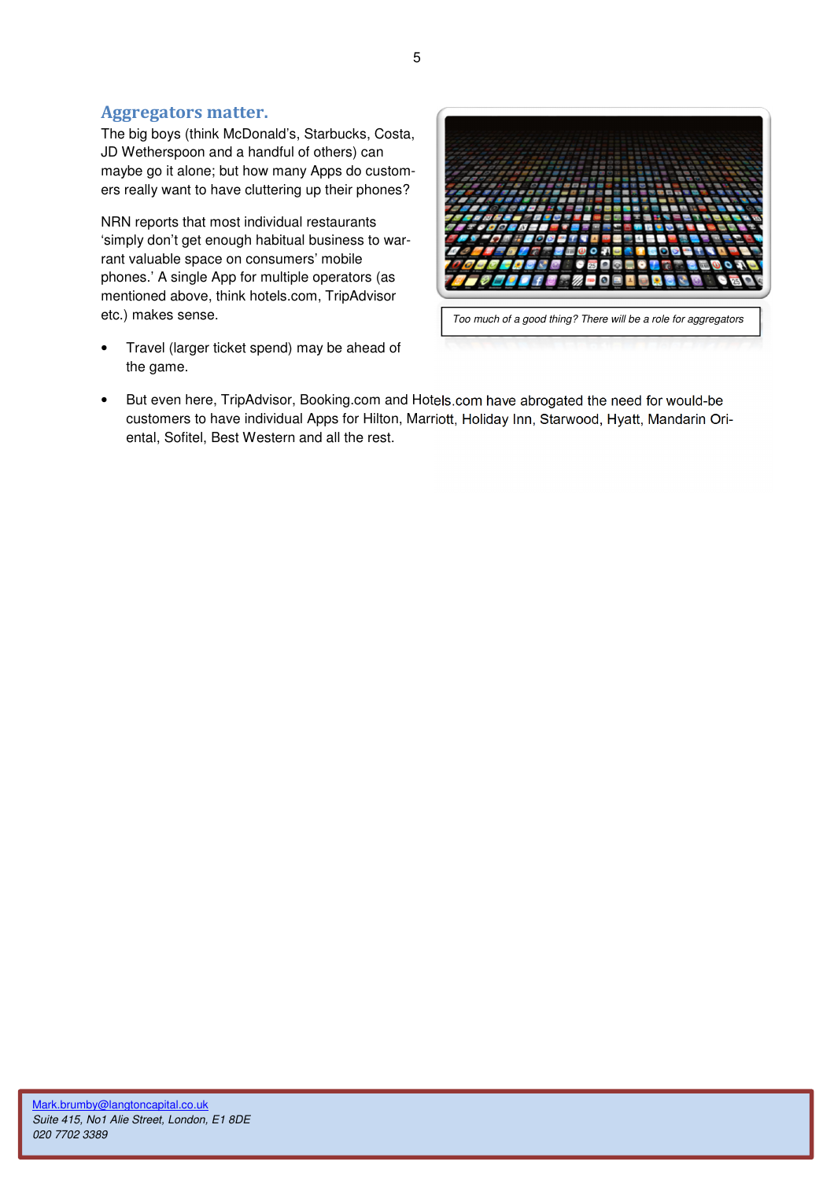## Aggregators matter.

The big boys (think McDonald's, Starbucks, Costa, JD Wetherspoon and a handful of others) can maybe go it alone; but how many Apps do customers really want to have cluttering up their phones?

NRN reports that most individual restaurants 'simply don't get enough habitual business to warrant valuable space on consumers' mobile phones.' A single App for multiple operators (as mentioned above, think hotels.com, TripAdvisor etc.) makes sense.

*Too much of a good thing? There will be a role for aggregators*

- Travel (larger ticket spend) may be ahead of the game.
- But even here, TripAdvisor, Booking.com and Hotels.com have abrogated the need for would-be customers to have individual Apps for Hilton, Marriott, Holiday Inn, Starwood, Hyatt, Mandarin Oriental, Sofitel, Best Western and all the rest.

Mark.brumby@langtoncapital.co.uk
*Suite 415, No1 Alie Street, London, E1 8DE*
*020 7702 3389*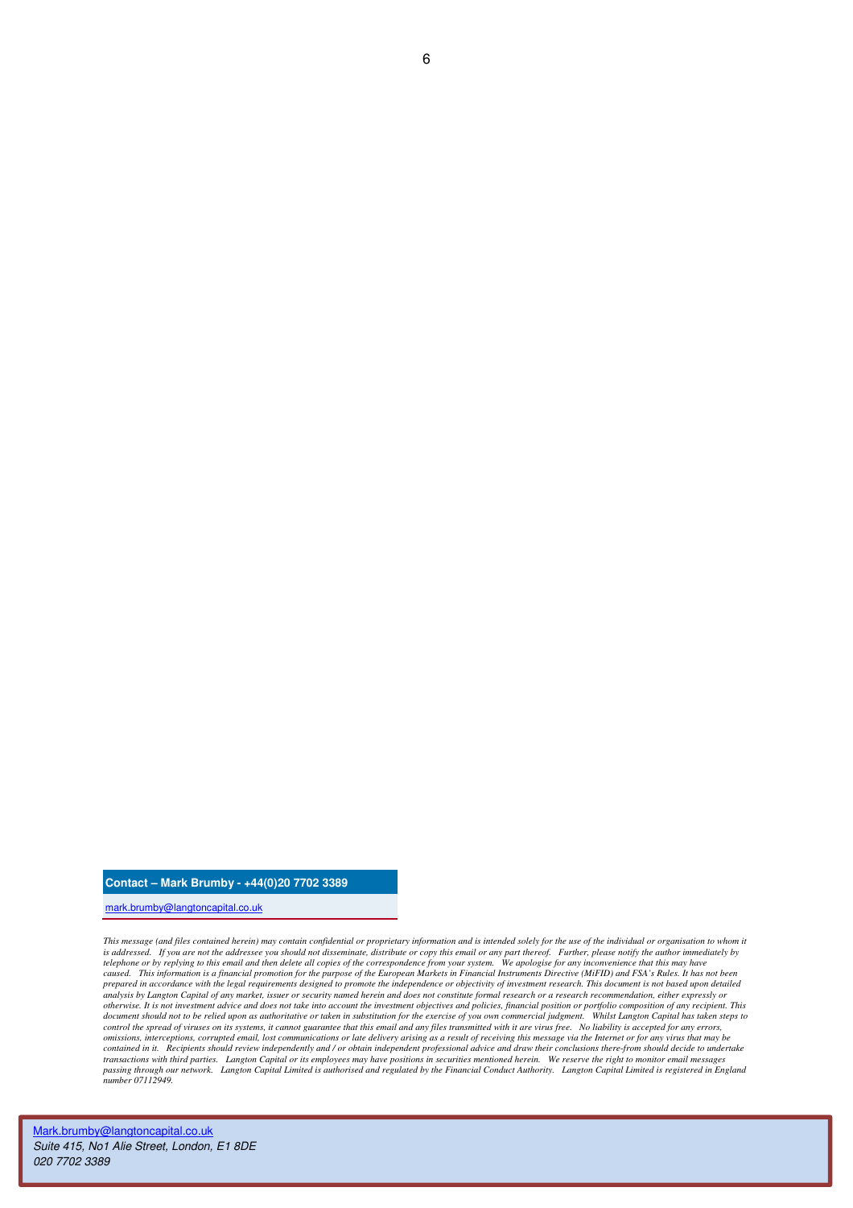**Contact – Mark Brumby - +44(0)20 7702 3389**

mark.brumby@langtoncapital.co.uk

*This message (and files contained herein) may contain confidential or proprietary information and is intended solely for the use of the individual or organisation to whom it is addressed. If you are not the addressee you should not disseminate, distribute or copy this email or any part thereof. Further, please notify the author immediately by telephone or by replying to this email and then delete all copies of the correspondence from your system. We apologise for any inconvenience that this may have caused. This information is a financial promotion for the purpose of the European Markets in Financial Instruments Directive (MiFID) and FSA's Rules. It has not been prepared in accordance with the legal requirements designed to promote the independence or objectivity of investment research. This document is not based upon detailed analysis by Langton Capital of any market, issuer or security named herein and does not constitute formal research or a research recommendation, either expressly or otherwise. It is not investment advice and does not take into account the investment objectives and policies, financial position or portfolio composition of any recipient. This document should not to be relied upon as authoritative or taken in substitution for the exercise of you own commercial judgment. Whilst Langton Capital has taken steps to control the spread of viruses on its systems, it cannot guarantee that this email and any files transmitted with it are virus free. No liability is accepted for any errors, omissions, interceptions, corrupted email, lost communications or late delivery arising as a result of receiving this message via the Internet or for any virus that may be contained in it. Recipients should review independently and / or obtain independent professional advice and draw their conclusions there-from should decide to undertake transactions with third parties. Langton Capital or its employees may have positions in securities mentioned herein. We reserve the right to monitor email messages passing through our network. Langton Capital Limited is authorised and regulated by the Financial Conduct Authority. Langton Capital Limited is registered in England number 07112949.*

Mark.brumby@langtoncapital.co.uk
*Suite 415, No1 Alie Street, London, E1 8DE*
*020 7702 3389*